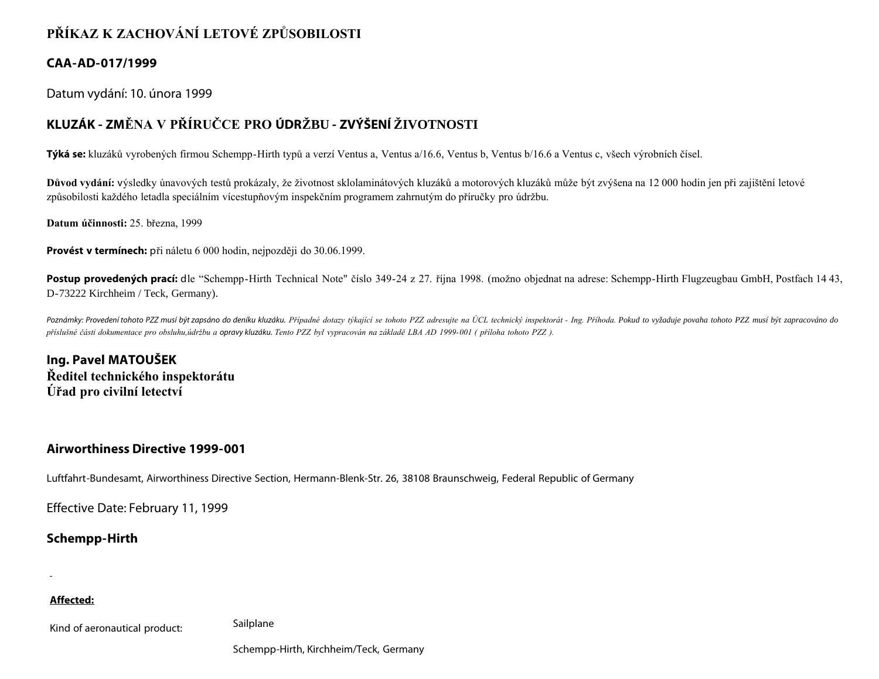# PŘÍKAZ K ZACHOVÁNÍ LETOVÉ ZPŮSOBILOSTI

## CAA-AD-017/1999

Datum vydání: 10. února 1999

## KLUZÁK - ZMĚNA V PŘÍRUČCE PRO ÚDRŽBU - ZVÝŠENÍ ŽIVOTNOSTI

**Týká se:** kluzáků vyrobených firmou Schempp-Hirth typů a verzí Ventus a, Ventus a/16.6, Ventus b, Ventus b/16.6 a Ventus c, všech výrobních čísel.

**Důvod vydání:** výsledky únavových testů prokázaly, že životnost sklolaminátových kluzáků a motorových kluzáků může být zvýšena na 12 000 hodin jen při zajištění letové způsobilosti každého letadla speciálním vícestupňovým inspekčním programem zahrnutým do příručky pro údržbu.

**Datum účinnosti:** 25. března, 1999

**Provést v termínech:** při náletu 6 000 hodin, nejpozději do 30.06.1999.

**Postup provedených prací:** dle “Schempp-Hirth Technical Note" číslo 349-24 z 27. října 1998. (možno objednat na adrese: Schempp-Hirth Flugzeugbau GmbH, Postfach 14 43, D-73222 Kirchheim / Teck, Germany).

*Poznámky: Provedení tohoto PZZ musí být zapsáno do deníku kluzáku. Případné dotazy týkající se tohoto PZZ adresujte na ÚCL technický inspektorát - Ing. Příhoda. Pokud to vyžaduje povaha tohoto PZZ musí být zapracováno do příslušné části dokumentace pro obsluhu,údržbu a opravy kluzáku. Tento PZZ byl vypracován na základě LBA AD 1999-001 ( příloha tohoto PZZ ).*

**Ing. Pavel MATOUŠEK**
**Ředitel technického inspektorátu**
**Úřad pro civilní letectví**

## Airworthiness Directive 1999-001

Luftfahrt-Bundesamt, Airworthiness Directive Section, Hermann-Blenk-Str. 26, 38108 Braunschweig, Federal Republic of Germany

Effective Date: February 11, 1999

### Schempp-Hirth

-

**Affected:**

| | |
|---|---|
| Kind of aeronautical product: | Sailplane |
| | Schempp-Hirth, Kirchheim/Teck, Germany |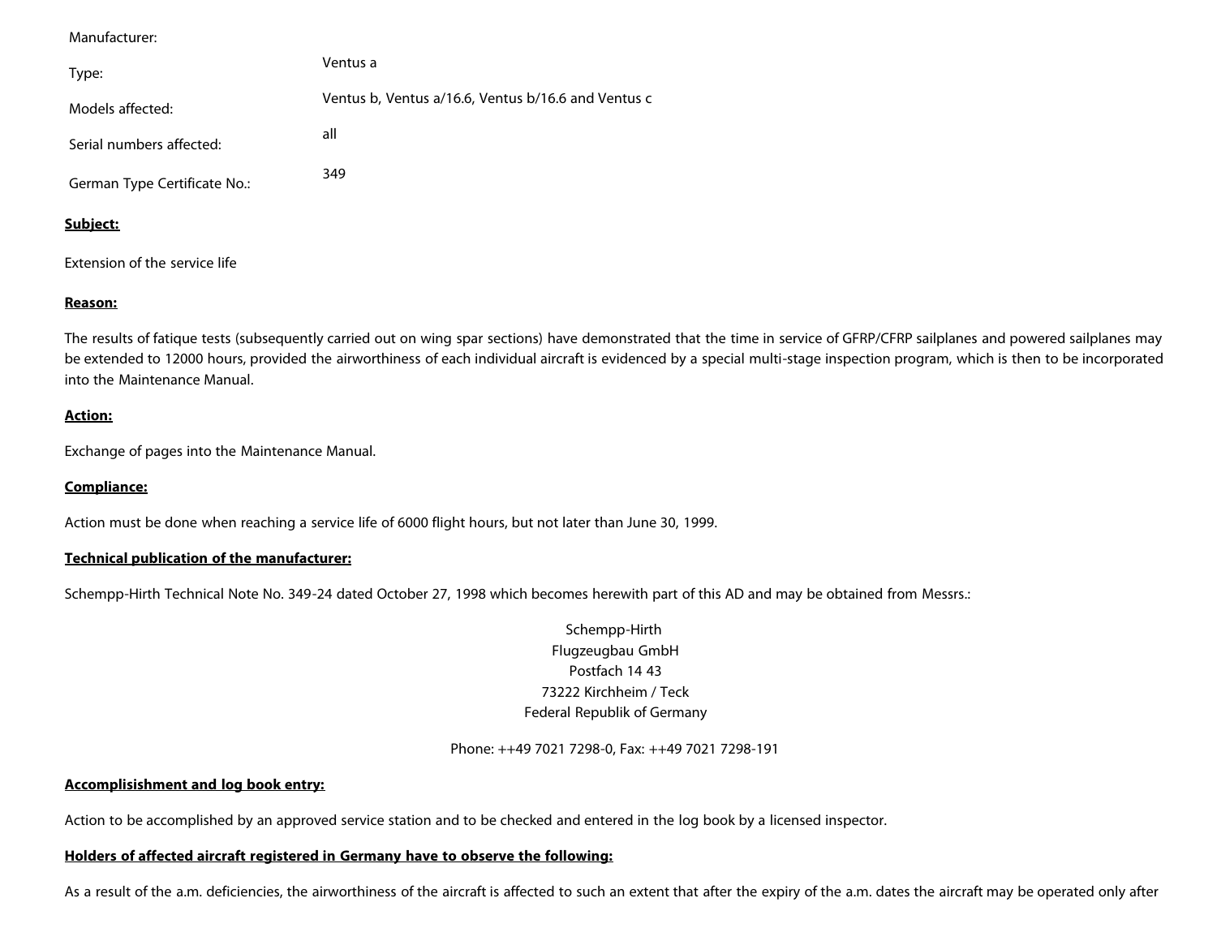| | |
|---|---|
| Manufacturer: | |
| Type: | Ventus a |
| Models affected: | Ventus b, Ventus a/16.6, Ventus b/16.6 and Ventus c |
| Serial numbers affected: | all |
| German Type Certificate No.: | 349 |

**Subject:**

Extension of the service life

**Reason:**

The results of fatique tests (subsequently carried out on wing spar sections) have demonstrated that the time in service of GFRP/CFRP sailplanes and powered sailplanes may be extended to 12000 hours, provided the airworthiness of each individual aircraft is evidenced by a special multi-stage inspection program, which is then to be incorporated into the Maintenance Manual.

**Action:**

Exchange of pages into the Maintenance Manual.

**Compliance:**

Action must be done when reaching a service life of 6000 flight hours, but not later than June 30, 1999.

**Technical publication of the manufacturer:**

Schempp-Hirth Technical Note No. 349-24 dated October 27, 1998 which becomes herewith part of this AD and may be obtained from Messrs.:

Schempp-Hirth  
Flugzeugbau GmbH  
Postfach 14 43  
73222 Kirchheim / Teck  
Federal Republik of Germany

Phone: ++49 7021 7298-0, Fax: ++49 7021 7298-191

**Accomplisishment and log book entry:**

Action to be accomplished by an approved service station and to be checked and entered in the log book by a licensed inspector.

**Holders of affected aircraft registered in Germany have to observe the following:**

As a result of the a.m. deficiencies, the airworthiness of the aircraft is affected to such an extent that after the expiry of the a.m. dates the aircraft may be operated only after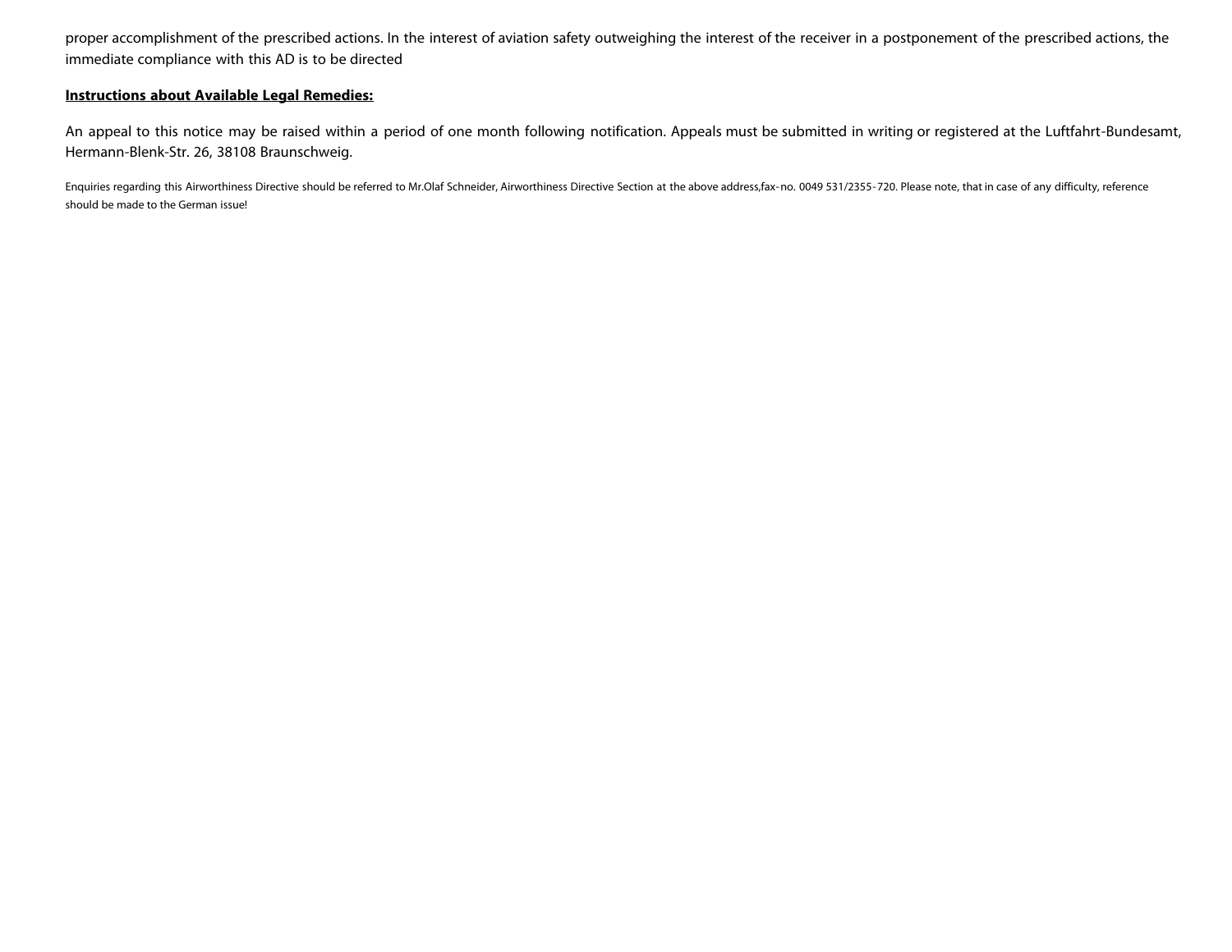proper accomplishment of the prescribed actions. In the interest of aviation safety outweighing the interest of the receiver in a postponement of the prescribed actions, the immediate compliance with this AD is to be directed

**Instructions about Available Legal Remedies:**

An appeal to this notice may be raised within a period of one month following notification. Appeals must be submitted in writing or registered at the Luftfahrt-Bundesamt, Hermann-Blenk-Str. 26, 38108 Braunschweig.

Enquiries regarding this Airworthiness Directive should be referred to Mr.Olaf Schneider, Airworthiness Directive Section at the above address,fax-no. 0049 531/2355-720. Please note, that in case of any difficulty, reference should be made to the German issue!